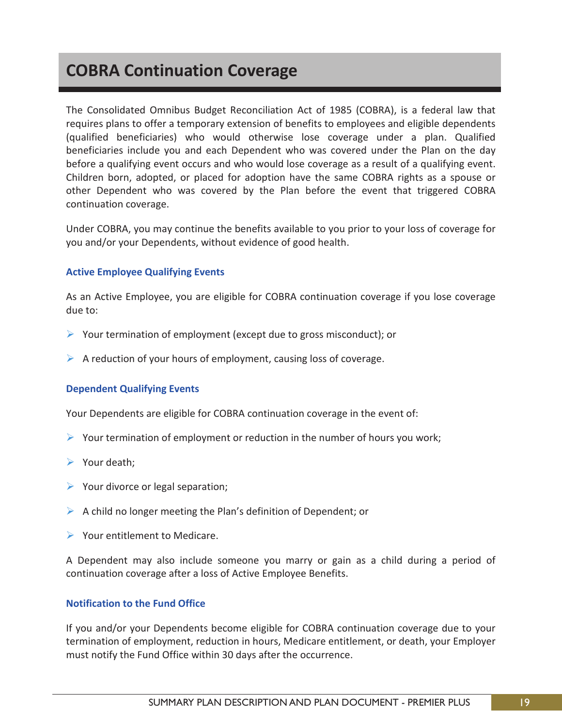# COBRA Continuation Coverage

The Consolidated Omnibus Budget Reconciliation Act of 1985 (COBRA), is a federal law that requires plans to offer a temporary extension of benefits to employees and eligible dependents (qualified beneficiaries) who would otherwise lose coverage under a plan. Qualified beneficiaries include you and each Dependent who was covered under the Plan on the day before a qualifying event occurs and who would lose coverage as a result of a qualifying event. Children born, adopted, or placed for adoption have the same COBRA rights as a spouse or other Dependent who was covered by the Plan before the event that triggered COBRA continuation coverage.

Under COBRA, you may continue the benefits available to you prior to your loss of coverage for you and/or your Dependents, without evidence of good health.

### Active Employee Qualifying Events

As an Active Employee, you are eligible for COBRA continuation coverage if you lose coverage due to:

- Your termination of employment (except due to gross misconduct); or
- A reduction of your hours of employment, causing loss of coverage.

### Dependent Qualifying Events

Your Dependents are eligible for COBRA continuation coverage in the event of:

- Your termination of employment or reduction in the number of hours you work;
- Your death;
- Your divorce or legal separation;
- A child no longer meeting the Plan's definition of Dependent; or
- Your entitlement to Medicare.

A Dependent may also include someone you marry or gain as a child during a period of continuation coverage after a loss of Active Employee Benefits.

### Notification to the Fund Office

If you and/or your Dependents become eligible for COBRA continuation coverage due to your termination of employment, reduction in hours, Medicare entitlement, or death, your Employer must notify the Fund Office within 30 days after the occurrence.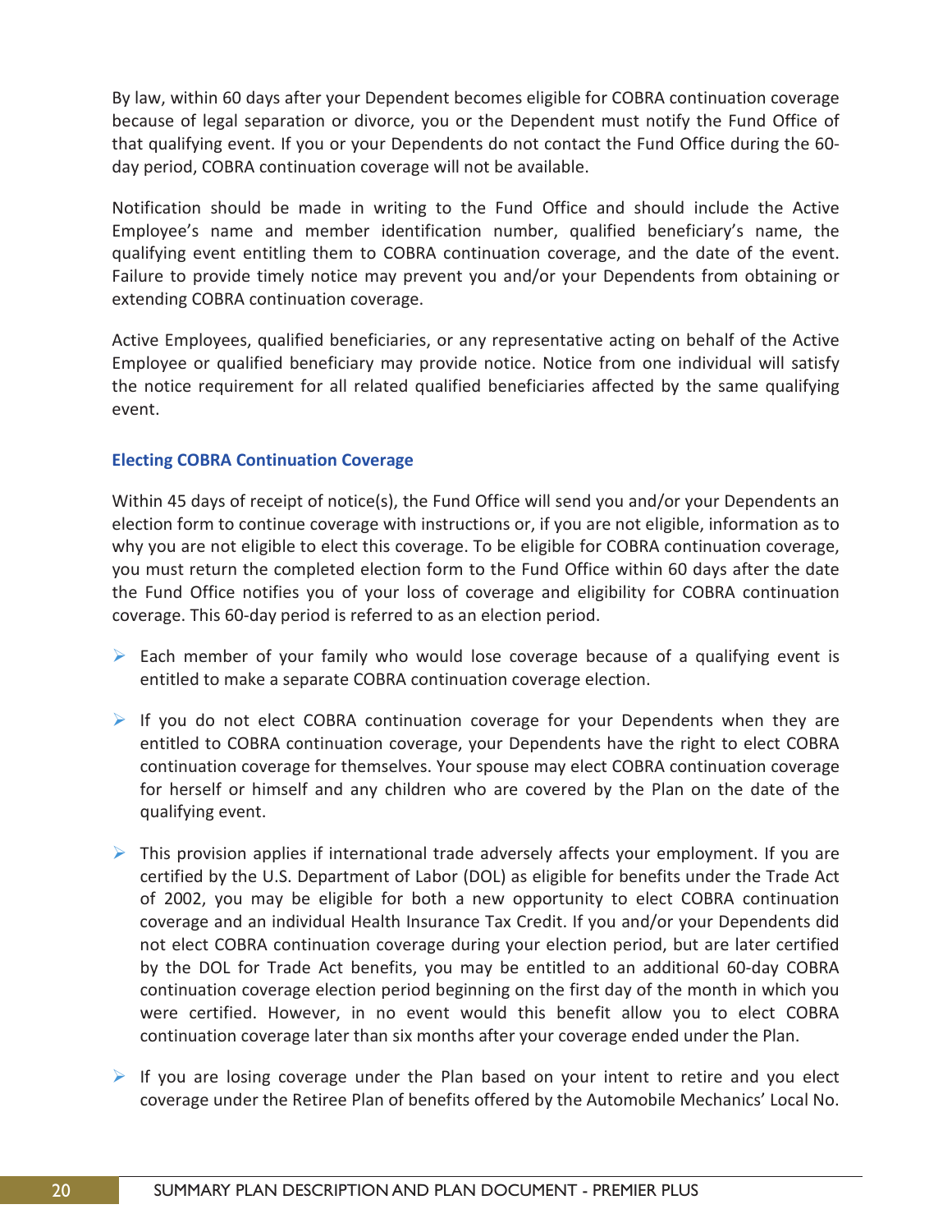By law, within 60 days after your Dependent becomes eligible for COBRA continuation coverage because of legal separation or divorce, you or the Dependent must notify the Fund Office of that qualifying event. If you or your Dependents do not contact the Fund Office during the 60-day period, COBRA continuation coverage will not be available.

Notification should be made in writing to the Fund Office and should include the Active Employee's name and member identification number, qualified beneficiary's name, the qualifying event entitling them to COBRA continuation coverage, and the date of the event. Failure to provide timely notice may prevent you and/or your Dependents from obtaining or extending COBRA continuation coverage.

Active Employees, qualified beneficiaries, or any representative acting on behalf of the Active Employee or qualified beneficiary may provide notice. Notice from one individual will satisfy the notice requirement for all related qualified beneficiaries affected by the same qualifying event.

### Electing COBRA Continuation Coverage

Within 45 days of receipt of notice(s), the Fund Office will send you and/or your Dependents an election form to continue coverage with instructions or, if you are not eligible, information as to why you are not eligible to elect this coverage. To be eligible for COBRA continuation coverage, you must return the completed election form to the Fund Office within 60 days after the date the Fund Office notifies you of your loss of coverage and eligibility for COBRA continuation coverage. This 60-day period is referred to as an election period.

- Each member of your family who would lose coverage because of a qualifying event is entitled to make a separate COBRA continuation coverage election.
- If you do not elect COBRA continuation coverage for your Dependents when they are entitled to COBRA continuation coverage, your Dependents have the right to elect COBRA continuation coverage for themselves. Your spouse may elect COBRA continuation coverage for herself or himself and any children who are covered by the Plan on the date of the qualifying event.
- This provision applies if international trade adversely affects your employment. If you are certified by the U.S. Department of Labor (DOL) as eligible for benefits under the Trade Act of 2002, you may be eligible for both a new opportunity to elect COBRA continuation coverage and an individual Health Insurance Tax Credit. If you and/or your Dependents did not elect COBRA continuation coverage during your election period, but are later certified by the DOL for Trade Act benefits, you may be entitled to an additional 60-day COBRA continuation coverage election period beginning on the first day of the month in which you were certified. However, in no event would this benefit allow you to elect COBRA continuation coverage later than six months after your coverage ended under the Plan.
- If you are losing coverage under the Plan based on your intent to retire and you elect coverage under the Retiree Plan of benefits offered by the Automobile Mechanics' Local No.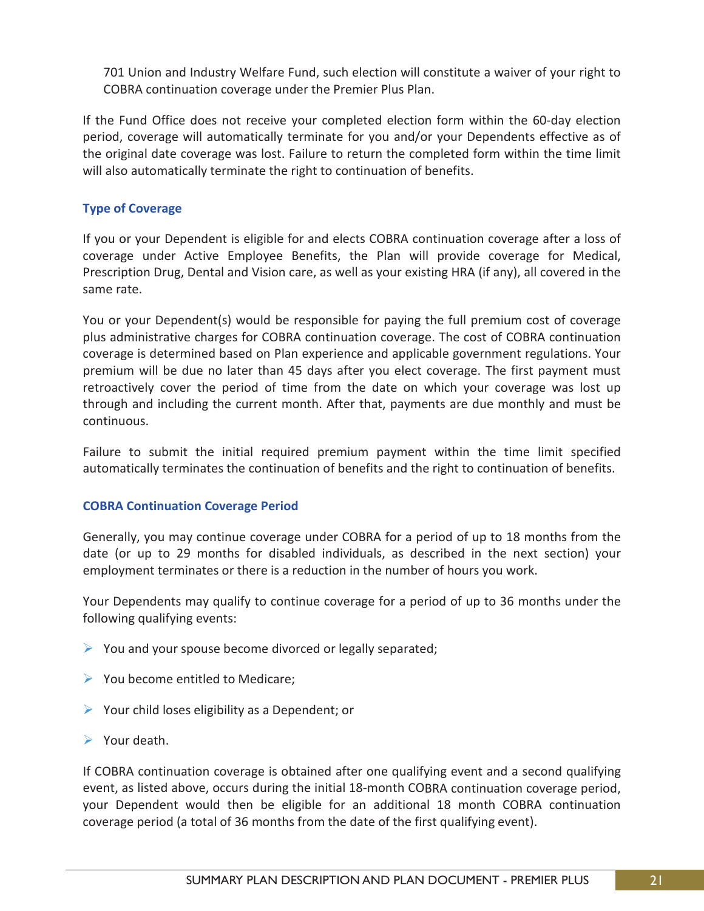701 Union and Industry Welfare Fund, such election will constitute a waiver of your right to COBRA continuation coverage under the Premier Plus Plan.

If the Fund Office does not receive your completed election form within the 60-day election period, coverage will automatically terminate for you and/or your Dependents effective as of the original date coverage was lost. Failure to return the completed form within the time limit will also automatically terminate the right to continuation of benefits.

### Type of Coverage

If you or your Dependent is eligible for and elects COBRA continuation coverage after a loss of coverage under Active Employee Benefits, the Plan will provide coverage for Medical, Prescription Drug, Dental and Vision care, as well as your existing HRA (if any), all covered in the same rate.

You or your Dependent(s) would be responsible for paying the full premium cost of coverage plus administrative charges for COBRA continuation coverage. The cost of COBRA continuation coverage is determined based on Plan experience and applicable government regulations. Your premium will be due no later than 45 days after you elect coverage. The first payment must retroactively cover the period of time from the date on which your coverage was lost up through and including the current month. After that, payments are due monthly and must be continuous.

Failure to submit the initial required premium payment within the time limit specified automatically terminates the continuation of benefits and the right to continuation of benefits.

### COBRA Continuation Coverage Period

Generally, you may continue coverage under COBRA for a period of up to 18 months from the date (or up to 29 months for disabled individuals, as described in the next section) your employment terminates or there is a reduction in the number of hours you work.

Your Dependents may qualify to continue coverage for a period of up to 36 months under the following qualifying events:

- You and your spouse become divorced or legally separated;
- You become entitled to Medicare;
- Your child loses eligibility as a Dependent; or
- Your death.

If COBRA continuation coverage is obtained after one qualifying event and a second qualifying event, as listed above, occurs during the initial 18-month COBRA continuation coverage period, your Dependent would then be eligible for an additional 18 month COBRA continuation coverage period (a total of 36 months from the date of the first qualifying event).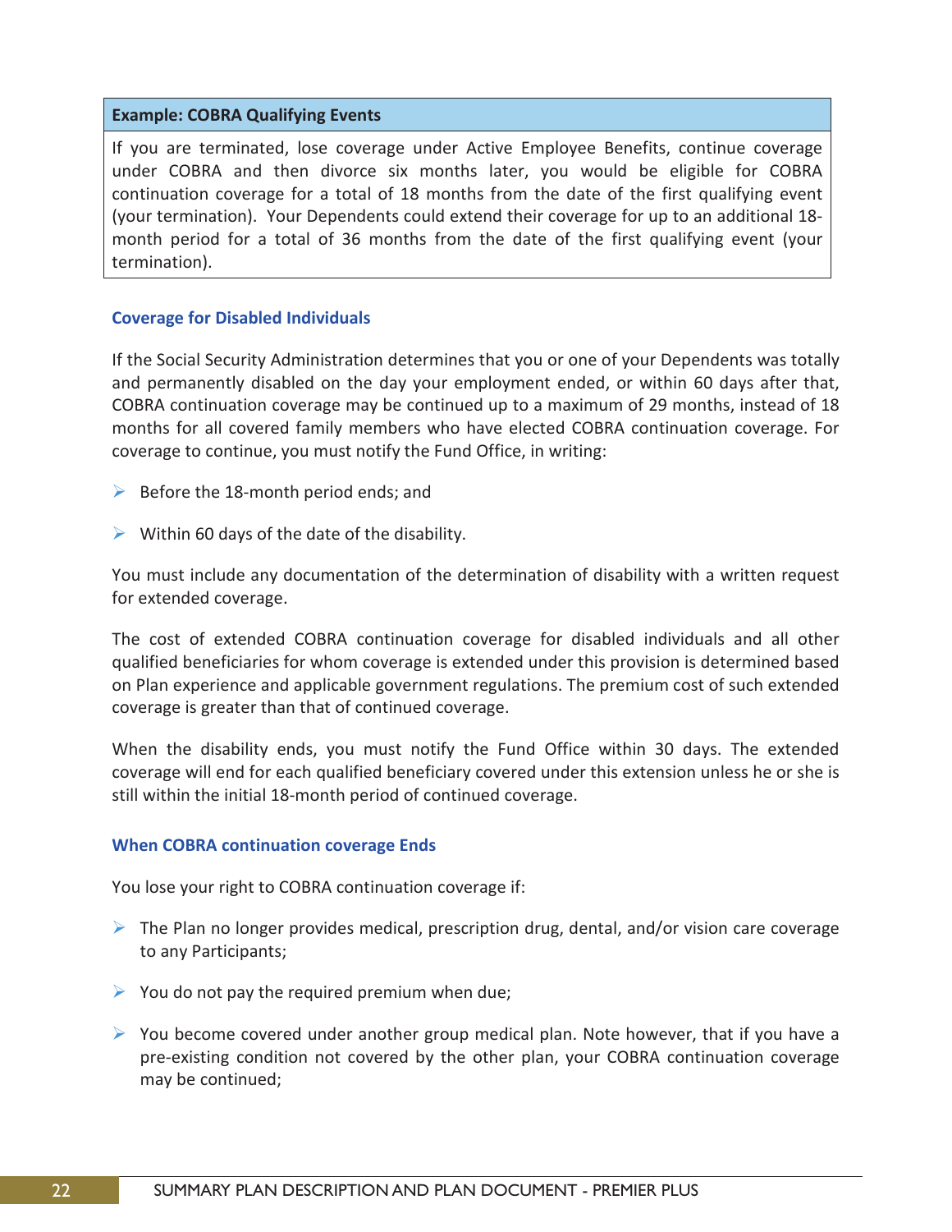| Example: COBRA Qualifying Events |
| --- |
| If you are terminated, lose coverage under Active Employee Benefits, continue coverage under COBRA and then divorce six months later, you would be eligible for COBRA continuation coverage for a total of 18 months from the date of the first qualifying event (your termination). Your Dependents could extend their coverage for up to an additional 18-month period for a total of 36 months from the date of the first qualifying event (your termination). |

### Coverage for Disabled Individuals

If the Social Security Administration determines that you or one of your Dependents was totally and permanently disabled on the day your employment ended, or within 60 days after that, COBRA continuation coverage may be continued up to a maximum of 29 months, instead of 18 months for all covered family members who have elected COBRA continuation coverage. For coverage to continue, you must notify the Fund Office, in writing:

- Before the 18-month period ends; and
- Within 60 days of the date of the disability.

You must include any documentation of the determination of disability with a written request for extended coverage.

The cost of extended COBRA continuation coverage for disabled individuals and all other qualified beneficiaries for whom coverage is extended under this provision is determined based on Plan experience and applicable government regulations. The premium cost of such extended coverage is greater than that of continued coverage.

When the disability ends, you must notify the Fund Office within 30 days. The extended coverage will end for each qualified beneficiary covered under this extension unless he or she is still within the initial 18-month period of continued coverage.

### When COBRA continuation coverage Ends

You lose your right to COBRA continuation coverage if:

- The Plan no longer provides medical, prescription drug, dental, and/or vision care coverage to any Participants;
- You do not pay the required premium when due;
- You become covered under another group medical plan. Note however, that if you have a pre-existing condition not covered by the other plan, your COBRA continuation coverage may be continued;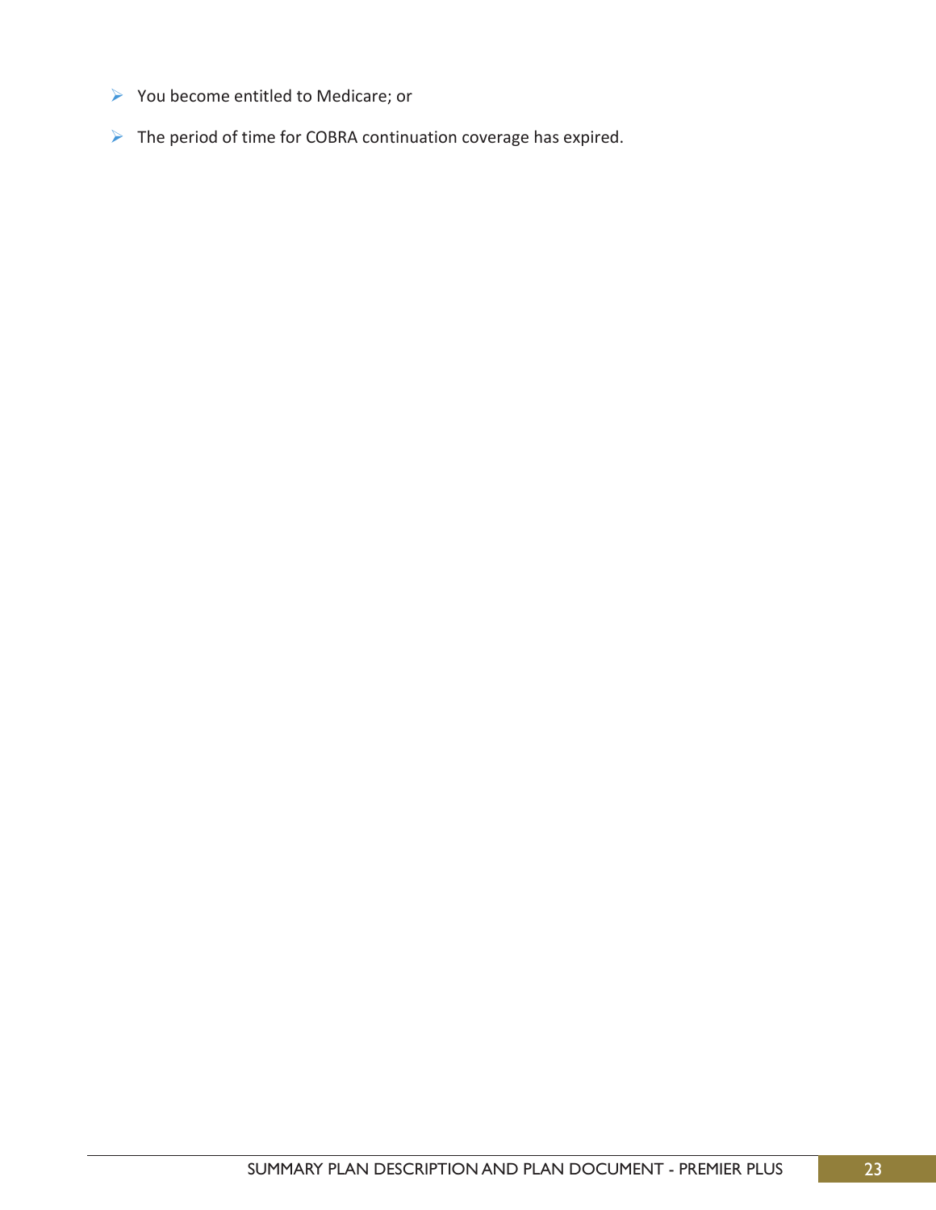- You become entitled to Medicare; or
- The period of time for COBRA continuation coverage has expired.